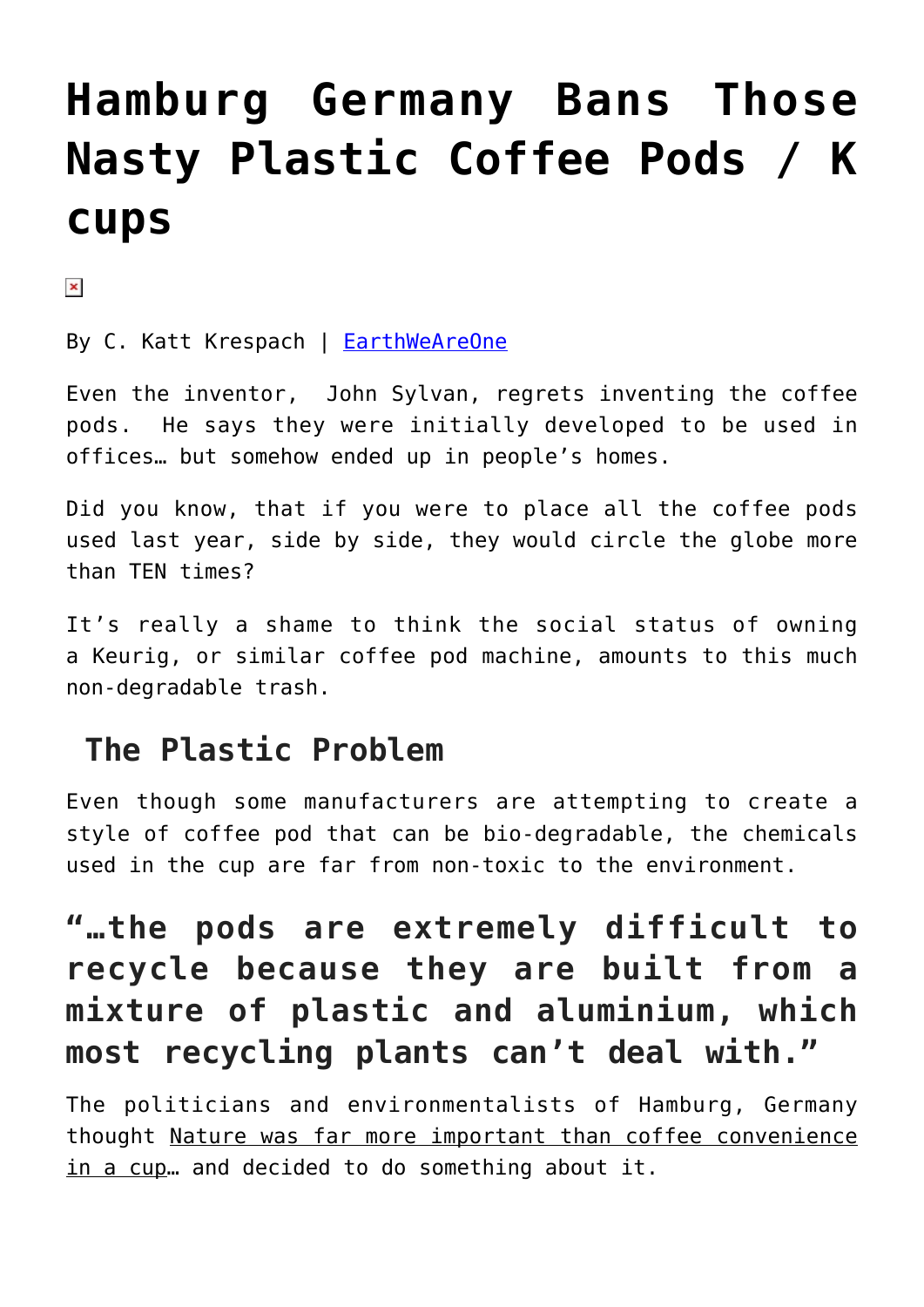# Hamburg Germany Bans Those Nasty Plastic Coffee Pods / K cups

By C. Katt Krespach | EarthWeAreOne

Even the inventor, John Sylvan, regrets inventing the coffee pods. He says they were initially developed to be used in offices… but somehow ended up in people's homes.

Did you know, that if you were to place all the coffee pods used last year, side by side, they would circle the globe more than TEN times?

It's really a shame to think the social status of owning a Keurig, or similar coffee pod machine, amounts to this much non-degradable trash.

## The Plastic Problem

Even though some manufacturers are attempting to create a style of coffee pod that can be bio-degradable, the chemicals used in the cup are far from non-toxic to the environment.

## "…the pods are extremely difficult to recycle because they are built from a mixture of plastic and aluminium, which most recycling plants can't deal with."

The politicians and environmentalists of Hamburg, Germany thought Nature was far more important than coffee convenience in a cup… and decided to do something about it.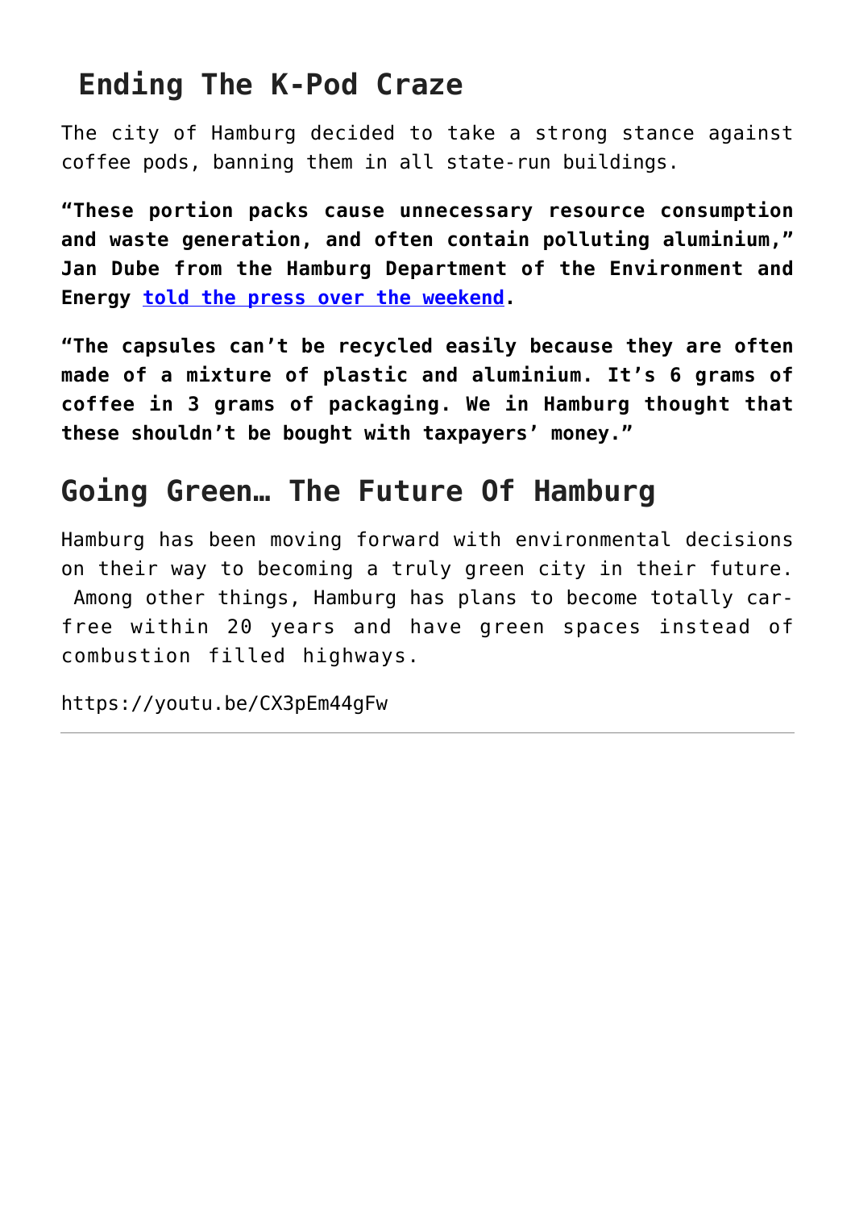## Ending The K-Pod Craze

The city of Hamburg decided to take a strong stance against coffee pods, banning them in all state-run buildings.

**“These portion packs cause unnecessary resource consumption and waste generation, and often contain polluting aluminium,” Jan Dube from the Hamburg Department of the Environment and Energy told the press over the weekend.**

**“The capsules can’t be recycled easily because they are often made of a mixture of plastic and aluminium. It’s 6 grams of coffee in 3 grams of packaging. We in Hamburg thought that these shouldn’t be bought with taxpayers’ money.”**

## Going Green… The Future Of Hamburg

Hamburg has been moving forward with environmental decisions on their way to becoming a truly green city in their future. Among other things, Hamburg has plans to become totally car-free within 20 years and have green spaces instead of combustion filled highways.

https://youtu.be/CX3pEm44gFw

---